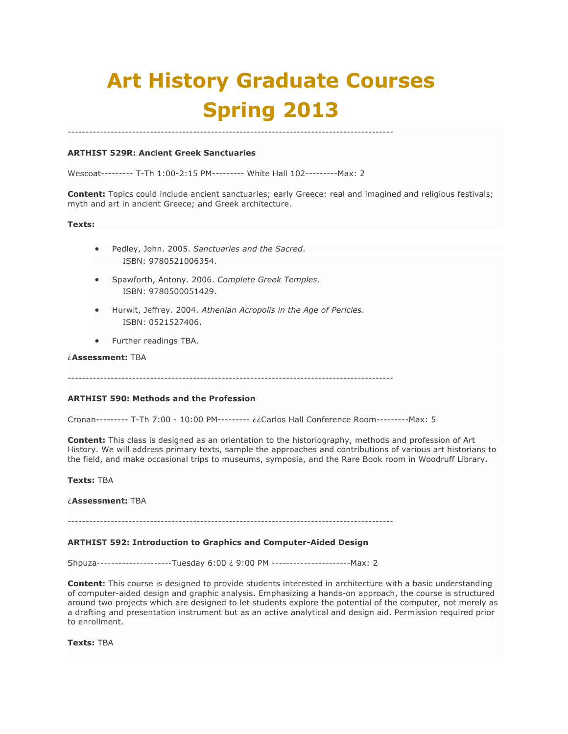# Art History Graduate Courses Spring 2013

------------------------------------------------------------------------------------------

**ARTHIST 529R: Ancient Greek Sanctuaries**

Wescoat--------- T-Th 1:00-2:15 PM--------- White Hall 102---------Max: 2

**Content:** Topics could include ancient sanctuaries; early Greece: real and imagined and religious festivals; myth and art in ancient Greece; and Greek architecture.

**Texts:**

- Pedley, John. 2005. *Sanctuaries and the Sacred*.
  ISBN: 9780521006354.
- Spawforth, Antony. 2006. *Complete Greek Temples*.
  ISBN: 9780500051429.
- Hurwit, Jeffrey. 2004. *Athenian Acropolis in the Age of Pericles*.
  ISBN: 0521527406.
- Further readings TBA.

¿**Assessment:** TBA

------------------------------------------------------------------------------------------

**ARTHIST 590: Methods and the Profession**

Cronan--------- T-Th 7:00 - 10:00 PM--------- ¿¿Carlos Hall Conference Room---------Max: 5

**Content:** This class is designed as an orientation to the historiography, methods and profession of Art History. We will address primary texts, sample the approaches and contributions of various art historians to the field, and make occasional trips to museums, symposia, and the Rare Book room in Woodruff Library.

**Texts:** TBA

¿**Assessment:** TBA

------------------------------------------------------------------------------------------

**ARTHIST 592: Introduction to Graphics and Computer-Aided Design**

Shpuza---------------------Tuesday 6:00 ¿ 9:00 PM ----------------------Max: 2

**Content:** This course is designed to provide students interested in architecture with a basic understanding of computer-aided design and graphic analysis. Emphasizing a hands-on approach, the course is structured around two projects which are designed to let students explore the potential of the computer, not merely as a drafting and presentation instrument but as an active analytical and design aid. Permission required prior to enrollment.

**Texts:** TBA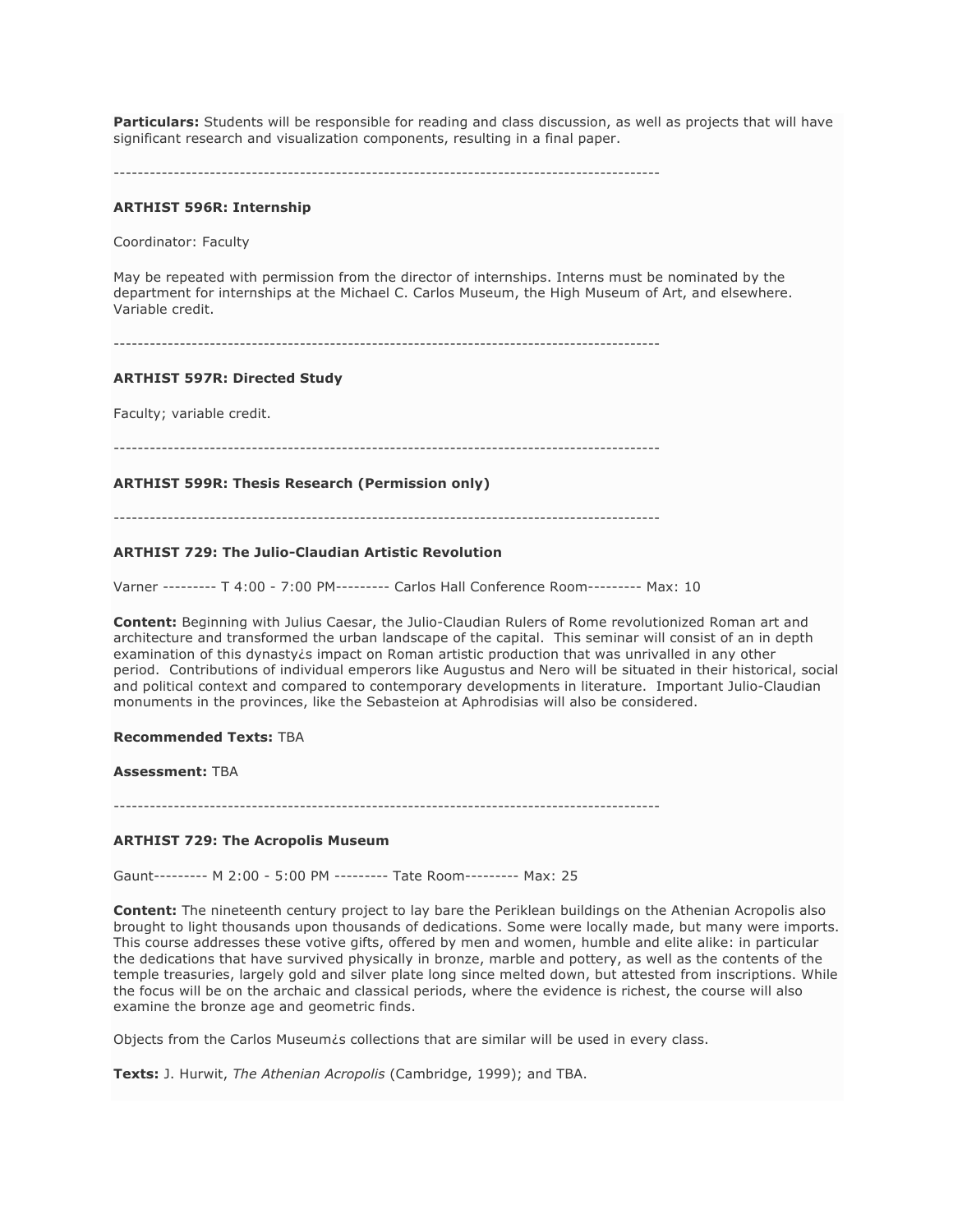**Particulars:** Students will be responsible for reading and class discussion, as well as projects that will have significant research and visualization components, resulting in a final paper.

--------------------------------------------------------------------------------------------

**ARTHIST 596R: Internship**

Coordinator: Faculty

May be repeated with permission from the director of internships. Interns must be nominated by the department for internships at the Michael C. Carlos Museum, the High Museum of Art, and elsewhere. Variable credit.

--------------------------------------------------------------------------------------------

**ARTHIST 597R: Directed Study**

Faculty; variable credit.

--------------------------------------------------------------------------------------------

**ARTHIST 599R: Thesis Research (Permission only)**

--------------------------------------------------------------------------------------------

**ARTHIST 729: The Julio-Claudian Artistic Revolution**

Varner --------- T 4:00 - 7:00 PM--------- Carlos Hall Conference Room--------- Max: 10

**Content:** Beginning with Julius Caesar, the Julio-Claudian Rulers of Rome revolutionized Roman art and architecture and transformed the urban landscape of the capital. This seminar will consist of an in depth examination of this dynasty¿s impact on Roman artistic production that was unrivalled in any other period. Contributions of individual emperors like Augustus and Nero will be situated in their historical, social and political context and compared to contemporary developments in literature. Important Julio-Claudian monuments in the provinces, like the Sebasteion at Aphrodisias will also be considered.

**Recommended Texts:** TBA

**Assessment:** TBA

--------------------------------------------------------------------------------------------

**ARTHIST 729: The Acropolis Museum**

Gaunt--------- M 2:00 - 5:00 PM --------- Tate Room--------- Max: 25

**Content:** The nineteenth century project to lay bare the Periklean buildings on the Athenian Acropolis also brought to light thousands upon thousands of dedications. Some were locally made, but many were imports. This course addresses these votive gifts, offered by men and women, humble and elite alike: in particular the dedications that have survived physically in bronze, marble and pottery, as well as the contents of the temple treasuries, largely gold and silver plate long since melted down, but attested from inscriptions. While the focus will be on the archaic and classical periods, where the evidence is richest, the course will also examine the bronze age and geometric finds.

Objects from the Carlos Museum¿s collections that are similar will be used in every class.

**Texts:** J. Hurwit, *The Athenian Acropolis* (Cambridge, 1999); and TBA.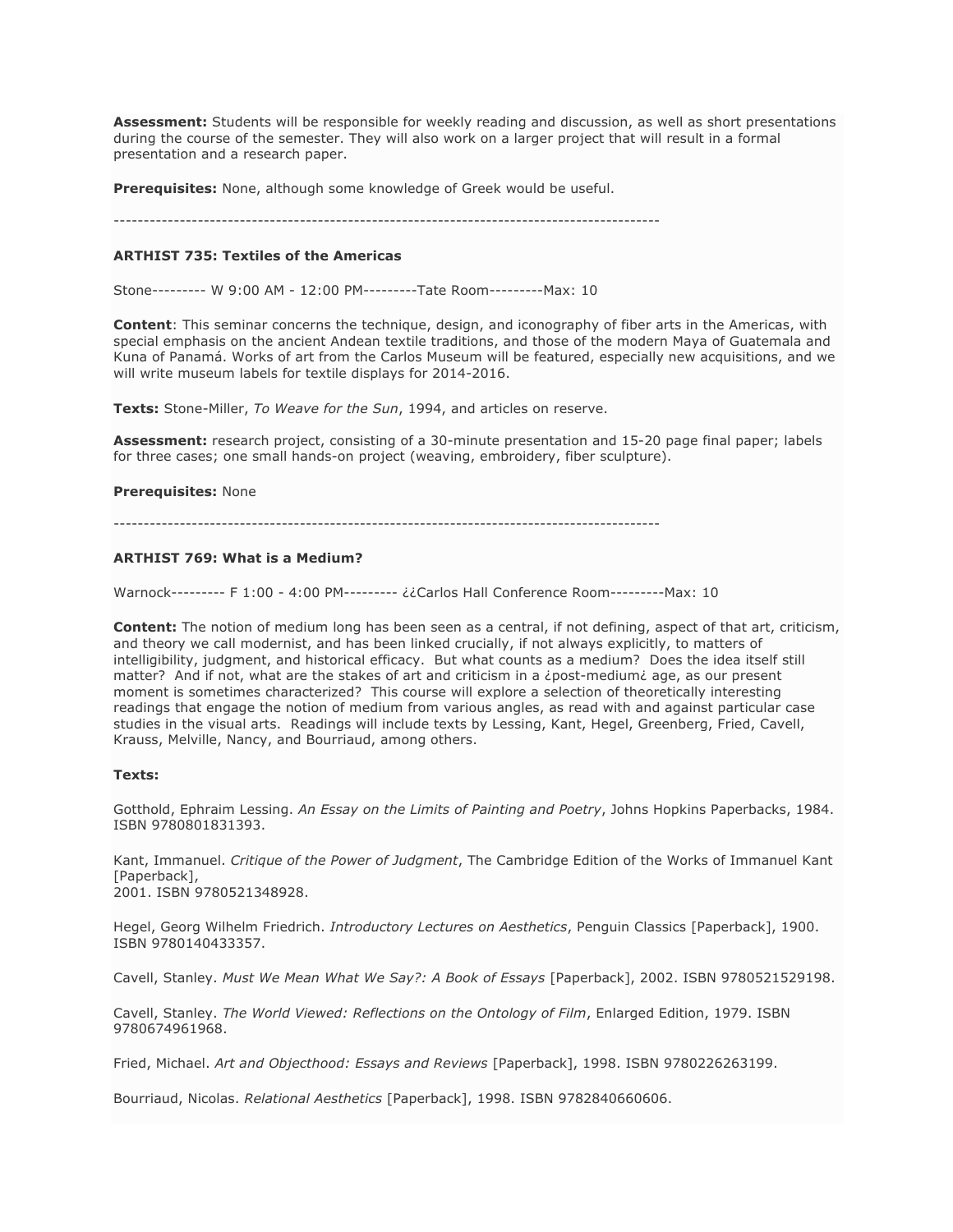**Assessment:** Students will be responsible for weekly reading and discussion, as well as short presentations during the course of the semester. They will also work on a larger project that will result in a formal presentation and a research paper.

**Prerequisites:** None, although some knowledge of Greek would be useful.

------------------------------------------------------------------------------------------

**ARTHIST 735: Textiles of the Americas**

Stone--------- W 9:00 AM - 12:00 PM---------Tate Room---------Max: 10

**Content**: This seminar concerns the technique, design, and iconography of fiber arts in the Americas, with special emphasis on the ancient Andean textile traditions, and those of the modern Maya of Guatemala and Kuna of Panamá. Works of art from the Carlos Museum will be featured, especially new acquisitions, and we will write museum labels for textile displays for 2014-2016.

**Texts:** Stone-Miller, *To Weave for the Sun*, 1994, and articles on reserve.

**Assessment:** research project, consisting of a 30-minute presentation and 15-20 page final paper; labels for three cases; one small hands-on project (weaving, embroidery, fiber sculpture).

**Prerequisites:** None

------------------------------------------------------------------------------------------

**ARTHIST 769: What is a Medium?**

Warnock--------- F 1:00 - 4:00 PM--------- ¿¿Carlos Hall Conference Room---------Max: 10

**Content:** The notion of medium long has been seen as a central, if not defining, aspect of that art, criticism, and theory we call modernist, and has been linked crucially, if not always explicitly, to matters of intelligibility, judgment, and historical efficacy. But what counts as a medium? Does the idea itself still matter? And if not, what are the stakes of art and criticism in a ¿post-medium¿ age, as our present moment is sometimes characterized? This course will explore a selection of theoretically interesting readings that engage the notion of medium from various angles, as read with and against particular case studies in the visual arts. Readings will include texts by Lessing, Kant, Hegel, Greenberg, Fried, Cavell, Krauss, Melville, Nancy, and Bourriaud, among others.

**Texts:**

Gotthold, Ephraim Lessing. *An Essay on the Limits of Painting and Poetry*, Johns Hopkins Paperbacks, 1984. ISBN 9780801831393.

Kant, Immanuel. *Critique of the Power of Judgment*, The Cambridge Edition of the Works of Immanuel Kant [Paperback],
2001. ISBN 9780521348928.

Hegel, Georg Wilhelm Friedrich. *Introductory Lectures on Aesthetics*, Penguin Classics [Paperback], 1900. ISBN 9780140433357.

Cavell, Stanley. *Must We Mean What We Say?: A Book of Essays* [Paperback], 2002. ISBN 9780521529198.

Cavell, Stanley. *The World Viewed: Reflections on the Ontology of Film*, Enlarged Edition, 1979. ISBN 9780674961968.

Fried, Michael. *Art and Objecthood: Essays and Reviews* [Paperback], 1998. ISBN 9780226263199.

Bourriaud, Nicolas. *Relational Aesthetics* [Paperback], 1998. ISBN 9782840660606.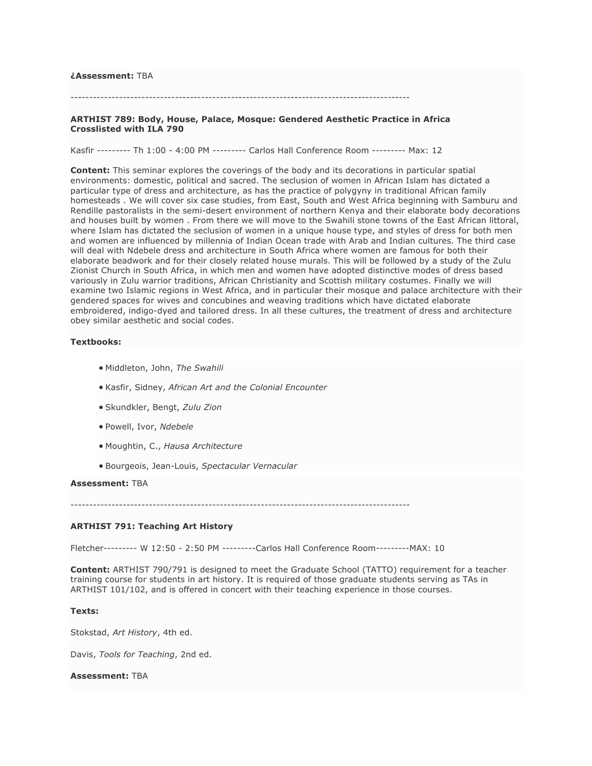**¿Assessment:** TBA

------------------------------------------------------------------------------------------

**ARTHIST 789: Body, House, Palace, Mosque: Gendered Aesthetic Practice in Africa**
**Crosslisted with ILA 790**

Kasfir --------- Th 1:00 - 4:00 PM --------- Carlos Hall Conference Room --------- Max: 12

**Content:** This seminar explores the coverings of the body and its decorations in particular spatial environments: domestic, political and sacred. The seclusion of women in African Islam has dictated a particular type of dress and architecture, as has the practice of polygyny in traditional African family homesteads . We will cover six case studies, from East, South and West Africa beginning with Samburu and Rendille pastoralists in the semi-desert environment of northern Kenya and their elaborate body decorations and houses built by women . From there we will move to the Swahili stone towns of the East African littoral, where Islam has dictated the seclusion of women in a unique house type, and styles of dress for both men and women are influenced by millennia of Indian Ocean trade with Arab and Indian cultures. The third case will deal with Ndebele dress and architecture in South Africa where women are famous for both their elaborate beadwork and for their closely related house murals. This will be followed by a study of the Zulu Zionist Church in South Africa, in which men and women have adopted distinctive modes of dress based variously in Zulu warrior traditions, African Christianity and Scottish military costumes. Finally we will examine two Islamic regions in West Africa, and in particular their mosque and palace architecture with their gendered spaces for wives and concubines and weaving traditions which have dictated elaborate embroidered, indigo-dyed and tailored dress. In all these cultures, the treatment of dress and architecture obey similar aesthetic and social codes.

**Textbooks:**

- Middleton, John, *The Swahili*
- Kasfir, Sidney, *African Art and the Colonial Encounter*
- Skundkler, Bengt, *Zulu Zion*
- Powell, Ivor, *Ndebele*
- Moughtin, C., *Hausa Architecture*
- Bourgeois, Jean-Louis, *Spectacular Vernacular*

**Assessment:** TBA

------------------------------------------------------------------------------------------

**ARTHIST 791: Teaching Art History**

Fletcher--------- W 12:50 - 2:50 PM ---------Carlos Hall Conference Room---------MAX: 10

**Content:** ARTHIST 790/791 is designed to meet the Graduate School (TATTO) requirement for a teacher training course for students in art history. It is required of those graduate students serving as TAs in ARTHIST 101/102, and is offered in concert with their teaching experience in those courses.

**Texts:**

Stokstad, *Art History*, 4th ed.

Davis, *Tools for Teaching*, 2nd ed.

**Assessment:** TBA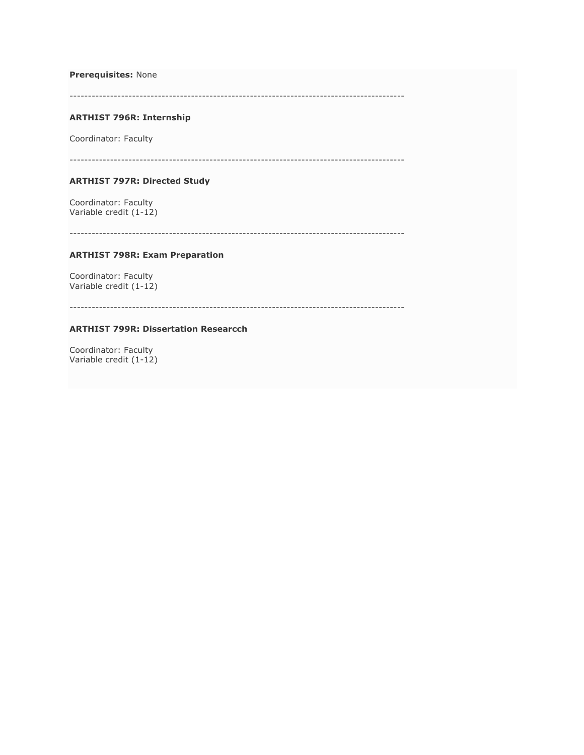**Prerequisites:** None

-------------------------------------------------------------------------------------------

**ARTHIST 796R: Internship**

Coordinator: Faculty

-------------------------------------------------------------------------------------------

**ARTHIST 797R: Directed Study**

Coordinator: Faculty
Variable credit (1-12)

-------------------------------------------------------------------------------------------

**ARTHIST 798R: Exam Preparation**

Coordinator: Faculty
Variable credit (1-12)

-------------------------------------------------------------------------------------------

**ARTHIST 799R: Dissertation Researcch**

Coordinator: Faculty
Variable credit (1-12)